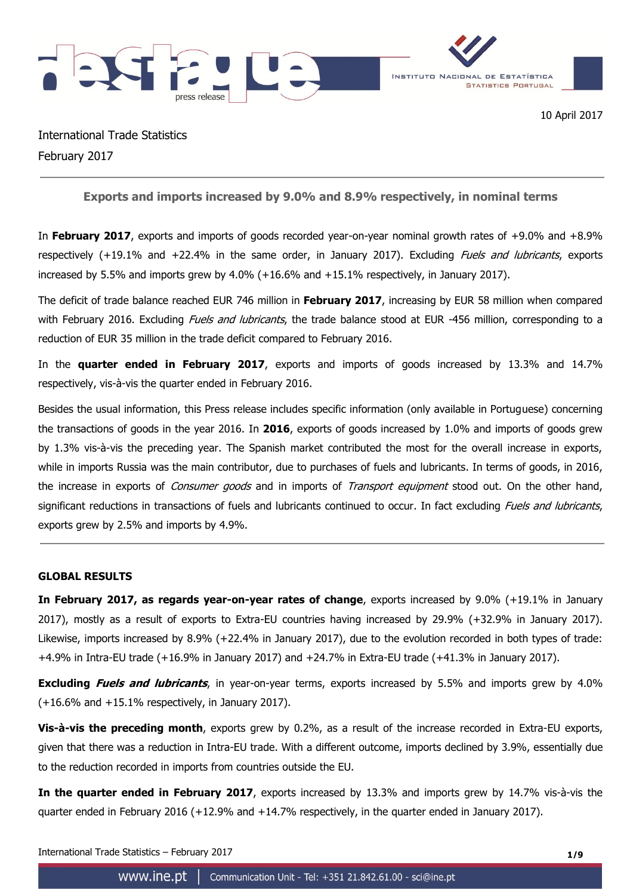10 April 2017

International Trade Statistics
February 2017

## Exports and imports increased by 9.0% and 8.9% respectively, in nominal terms

In **February 2017**, exports and imports of goods recorded year-on-year nominal growth rates of +9.0% and +8.9% respectively (+19.1% and +22.4% in the same order, in January 2017). Excluding *Fuels and lubricants*, exports increased by 5.5% and imports grew by 4.0% (+16.6% and +15.1% respectively, in January 2017).

The deficit of trade balance reached EUR 746 million in **February 2017**, increasing by EUR 58 million when compared with February 2016. Excluding *Fuels and lubricants*, the trade balance stood at EUR -456 million, corresponding to a reduction of EUR 35 million in the trade deficit compared to February 2016.

In the **quarter ended in February 2017**, exports and imports of goods increased by 13.3% and 14.7% respectively, vis-à-vis the quarter ended in February 2016.

Besides the usual information, this Press release includes specific information (only available in Portuguese) concerning the transactions of goods in the year 2016. In **2016**, exports of goods increased by 1.0% and imports of goods grew by 1.3% vis-à-vis the preceding year. The Spanish market contributed the most for the overall increase in exports, while in imports Russia was the main contributor, due to purchases of fuels and lubricants. In terms of goods, in 2016, the increase in exports of *Consumer goods* and in imports of *Transport equipment* stood out. On the other hand, significant reductions in transactions of fuels and lubricants continued to occur. In fact excluding *Fuels and lubricants*, exports grew by 2.5% and imports by 4.9%.

### GLOBAL RESULTS

**In February 2017, as regards year-on-year rates of change**, exports increased by 9.0% (+19.1% in January 2017), mostly as a result of exports to Extra-EU countries having increased by 29.9% (+32.9% in January 2017). Likewise, imports increased by 8.9% (+22.4% in January 2017), due to the evolution recorded in both types of trade: +4.9% in Intra-EU trade (+16.9% in January 2017) and +24.7% in Extra-EU trade (+41.3% in January 2017).

**Excluding *Fuels and lubricants***, in year-on-year terms, exports increased by 5.5% and imports grew by 4.0% (+16.6% and +15.1% respectively, in January 2017).

**Vis-à-vis the preceding month**, exports grew by 0.2%, as a result of the increase recorded in Extra-EU exports, given that there was a reduction in Intra-EU trade. With a different outcome, imports declined by 3.9%, essentially due to the reduction recorded in imports from countries outside the EU.

**In the quarter ended in February 2017**, exports increased by 13.3% and imports grew by 14.7% vis-à-vis the quarter ended in February 2016 (+12.9% and +14.7% respectively, in the quarter ended in January 2017).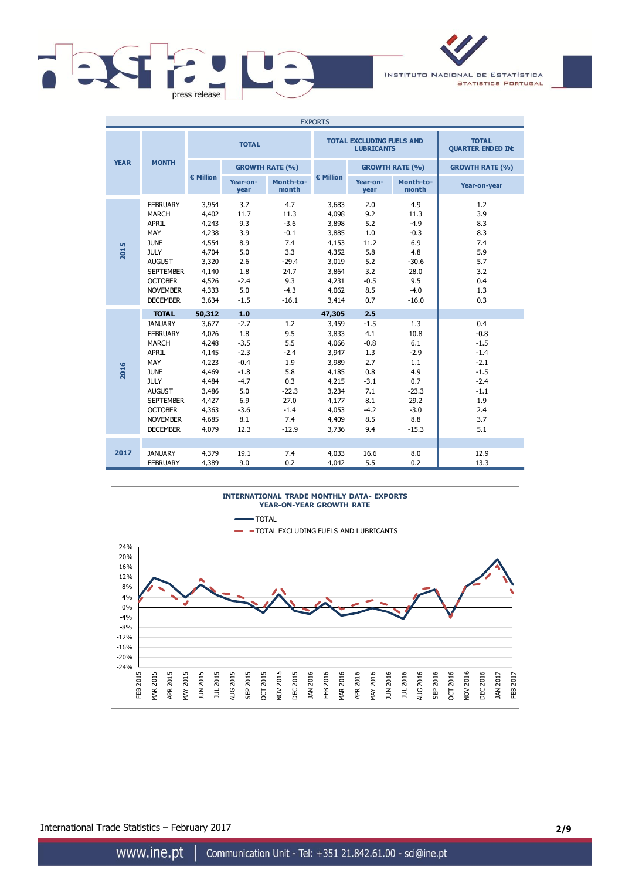| EXPORTS | | | | | | | | |
|---|---|---|---|---|---|---|---|---|
| YEAR | MONTH | TOTAL | | | TOTAL EXCLUDING FUELS AND LUBRICANTS | | | TOTAL QUARTER ENDED IN: |
| | | € Million | GROWTH RATE (%) | | € Million | GROWTH RATE (%) | | GROWTH RATE (%) |
| | | | Year-on-year | Month-to-month | | Year-on-year | Month-to-month | Year-on-year |
| 2015 | FEBRUARY | 3,954 | 3.7 | 4.7 | 3,683 | 2.0 | 4.9 | 1.2 |
| | MARCH | 4,402 | 11.7 | 11.3 | 4,098 | 9.2 | 11.3 | 3.9 |
| | APRIL | 4,243 | 9.3 | -3.6 | 3,898 | 5.2 | -4.9 | 8.3 |
| | MAY | 4,238 | 3.9 | -0.1 | 3,885 | 1.0 | -0.3 | 8.3 |
| | JUNE | 4,554 | 8.9 | 7.4 | 4,153 | 11.2 | 6.9 | 7.4 |
| | JULY | 4,704 | 5.0 | 3.3 | 4,352 | 5.8 | 4.8 | 5.9 |
| | AUGUST | 3,320 | 2.6 | -29.4 | 3,019 | 5.2 | -30.6 | 5.7 |
| | SEPTEMBER | 4,140 | 1.8 | 24.7 | 3,864 | 3.2 | 28.0 | 3.2 |
| | OCTOBER | 4,526 | -2.4 | 9.3 | 4,231 | -0.5 | 9.5 | 0.4 |
| | NOVEMBER | 4,333 | 5.0 | -4.3 | 4,062 | 8.5 | -4.0 | 1.3 |
| | DECEMBER | 3,634 | -1.5 | -16.1 | 3,414 | 0.7 | -16.0 | 0.3 |
| | **TOTAL** | **50,312** | **1.0** | | **47,305** | **2.5** | | |
| 2016 | JANUARY | 3,677 | -2.7 | 1.2 | 3,459 | -1.5 | 1.3 | 0.4 |
| | FEBRUARY | 4,026 | 1.8 | 9.5 | 3,833 | 4.1 | 10.8 | -0.8 |
| | MARCH | 4,248 | -3.5 | 5.5 | 4,066 | -0.8 | 6.1 | -1.5 |
| | APRIL | 4,145 | -2.3 | -2.4 | 3,947 | 1.3 | -2.9 | -1.4 |
| | MAY | 4,223 | -0.4 | 1.9 | 3,989 | 2.7 | 1.1 | -2.1 |
| | JUNE | 4,469 | -1.8 | 5.8 | 4,185 | 0.8 | 4.9 | -1.5 |
| | JULY | 4,484 | -4.7 | 0.3 | 4,215 | -3.1 | 0.7 | -2.4 |
| | AUGUST | 3,486 | 5.0 | -22.3 | 3,234 | 7.1 | -23.3 | -1.1 |
| | SEPTEMBER | 4,427 | 6.9 | 27.0 | 4,177 | 8.1 | 29.2 | 1.9 |
| | OCTOBER | 4,363 | -3.6 | -1.4 | 4,053 | -4.2 | -3.0 | 2.4 |
| | NOVEMBER | 4,685 | 8.1 | 7.4 | 4,409 | 8.5 | 8.8 | 3.7 |
| | DECEMBER | 4,079 | 12.3 | -12.9 | 3,736 | 9.4 | -15.3 | 5.1 |
| 2017 | JANUARY | 4,379 | 19.1 | 7.4 | 4,033 | 16.6 | 8.0 | 12.9 |
| | FEBRUARY | 4,389 | 9.0 | 0.2 | 4,042 | 5.5 | 0.2 | 13.3 |

**INTERNATIONAL TRADE MONTHLY DATA- EXPORTS**
**YEAR-ON-YEAR GROWTH RATE**

— TOTAL
- - TOTAL EXCLUDING FUELS AND LUBRICANTS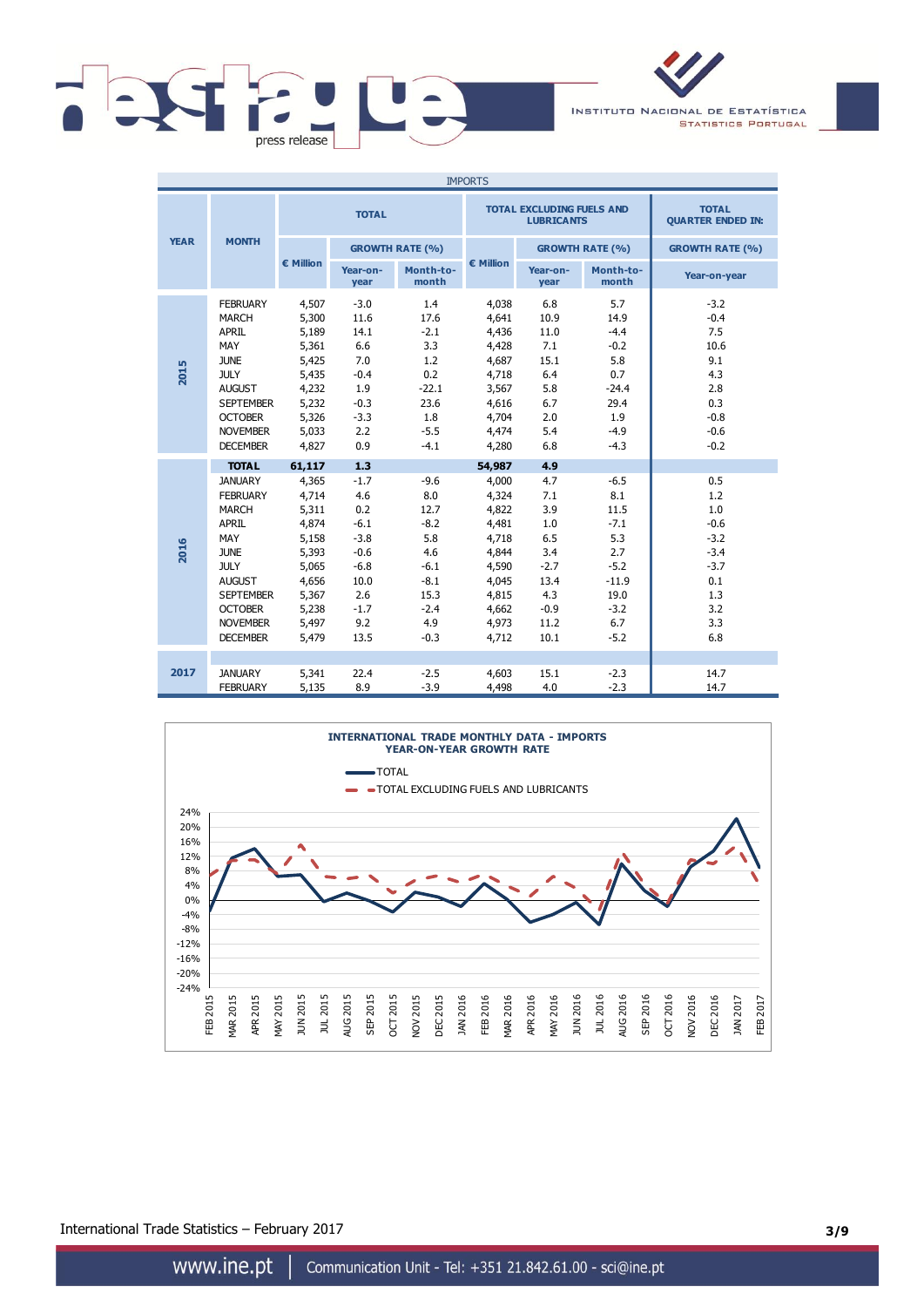IMPORTS

| YEAR | MONTH | TOTAL | | | TOTAL EXCLUDING FUELS AND LUBRICANTS | | | TOTAL QUARTER ENDED IN: |
|---|---|---|---|---|---|---|---|---|
| | | € Million | GROWTH RATE (%) | | € Million | GROWTH RATE (%) | | GROWTH RATE (%) |
| | | | Year-on-year | Month-to-month | | Year-on-year | Month-to-month | Year-on-year |
| 2015 | FEBRUARY | 4,507 | -3.0 | 1.4 | 4,038 | 6.8 | 5.7 | -3.2 |
| | MARCH | 5,300 | 11.6 | 17.6 | 4,641 | 10.9 | 14.9 | -0.4 |
| | APRIL | 5,189 | 14.1 | -2.1 | 4,436 | 11.0 | -4.4 | 7.5 |
| | MAY | 5,361 | 6.6 | 3.3 | 4,428 | 7.1 | -0.2 | 10.6 |
| | JUNE | 5,425 | 7.0 | 1.2 | 4,687 | 15.1 | 5.8 | 9.1 |
| | JULY | 5,435 | -0.4 | 0.2 | 4,718 | 6.4 | 0.7 | 4.3 |
| | AUGUST | 4,232 | 1.9 | -22.1 | 3,567 | 5.8 | -24.4 | 2.8 |
| | SEPTEMBER | 5,232 | -0.3 | 23.6 | 4,616 | 6.7 | 29.4 | 0.3 |
| | OCTOBER | 5,326 | -3.3 | 1.8 | 4,704 | 2.0 | 1.9 | -0.8 |
| | NOVEMBER | 5,033 | 2.2 | -5.5 | 4,474 | 5.4 | -4.9 | -0.6 |
| | DECEMBER | 4,827 | 0.9 | -4.1 | 4,280 | 6.8 | -4.3 | -0.2 |
| | **TOTAL** | **61,117** | **1.3** | | **54,987** | **4.9** | | |
| 2016 | JANUARY | 4,365 | -1.7 | -9.6 | 4,000 | 4.7 | -6.5 | 0.5 |
| | FEBRUARY | 4,714 | 4.6 | 8.0 | 4,324 | 7.1 | 8.1 | 1.2 |
| | MARCH | 5,311 | 0.2 | 12.7 | 4,822 | 3.9 | 11.5 | 1.0 |
| | APRIL | 4,874 | -6.1 | -8.2 | 4,481 | 1.0 | -7.1 | -0.6 |
| | MAY | 5,158 | -3.8 | 5.8 | 4,718 | 6.5 | 5.3 | -3.2 |
| | JUNE | 5,393 | -0.6 | 4.6 | 4,844 | 3.4 | 2.7 | -3.4 |
| | JULY | 5,065 | -6.8 | -6.1 | 4,590 | -2.7 | -5.2 | -3.7 |
| | AUGUST | 4,656 | 10.0 | -8.1 | 4,045 | 13.4 | -11.9 | 0.1 |
| | SEPTEMBER | 5,367 | 2.6 | 15.3 | 4,815 | 4.3 | 19.0 | 1.3 |
| | OCTOBER | 5,238 | -1.7 | -2.4 | 4,662 | -0.9 | -3.2 | 3.2 |
| | NOVEMBER | 5,497 | 9.2 | 4.9 | 4,973 | 11.2 | 6.7 | 3.3 |
| | DECEMBER | 5,479 | 13.5 | -0.3 | 4,712 | 10.1 | -5.2 | 6.8 |
| 2017 | JANUARY | 5,341 | 22.4 | -2.5 | 4,603 | 15.1 | -2.3 | 14.7 |
| | FEBRUARY | 5,135 | 8.9 | -3.9 | 4,498 | 4.0 | -2.3 | 14.7 |

INTERNATIONAL TRADE MONTHLY DATA - IMPORTS
YEAR-ON-YEAR GROWTH RATE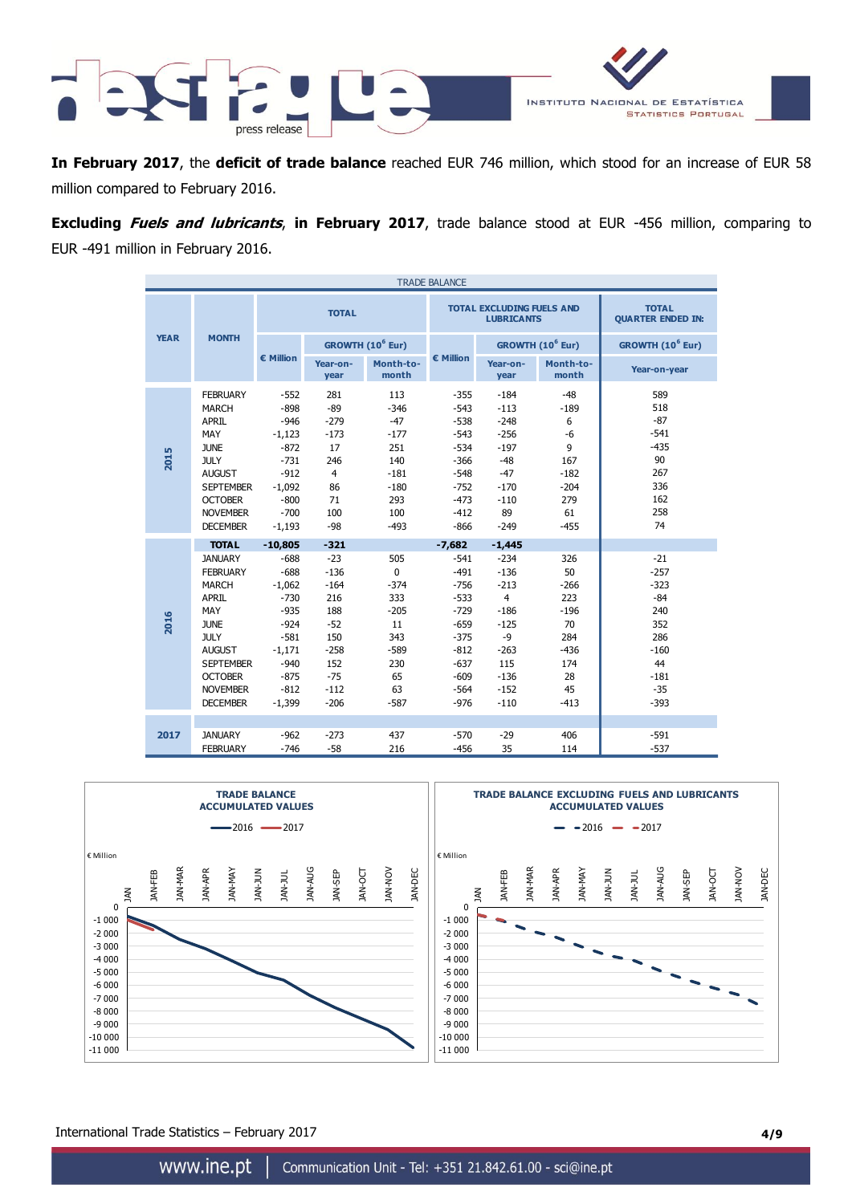**In February 2017**, the **deficit of trade balance** reached EUR 746 million, which stood for an increase of EUR 58 million compared to February 2016.

**Excluding *Fuels and lubricants*, in February 2017**, trade balance stood at EUR -456 million, comparing to EUR -491 million in February 2016.

| TRADE BALANCE | | | | | | | | | |
|---|---|---|---|---|---|---|---|---|---|
| YEAR | MONTH | TOTAL | | | TOTAL EXCLUDING FUELS AND LUBRICANTS | | | TOTAL QUARTER ENDED IN: |
| | | € Million | GROWTH ($10^6$ Eur) | | € Million | GROWTH ($10^6$ Eur) | | GROWTH ($10^6$ Eur) |
| | | | Year-on-year | Month-to-month | | Year-on-year | Month-to-month | Year-on-year |
| 2015 | FEBRUARY | -552 | 281 | 113 | -355 | -184 | -48 | 589 |
| | MARCH | -898 | -89 | -346 | -543 | -113 | -189 | 518 |
| | APRIL | -946 | -279 | -47 | -538 | -248 | 6 | -87 |
| | MAY | -1,123 | -173 | -177 | -543 | -256 | -6 | -541 |
| | JUNE | -872 | 17 | 251 | -534 | -197 | 9 | -435 |
| | JULY | -731 | 246 | 140 | -366 | -48 | 167 | 90 |
| | AUGUST | -912 | 4 | -181 | -548 | -47 | -182 | 267 |
| | SEPTEMBER | -1,092 | 86 | -180 | -752 | -170 | -204 | 336 |
| | OCTOBER | -800 | 71 | 293 | -473 | -110 | 279 | 162 |
| | NOVEMBER | -700 | 100 | 100 | -412 | 89 | 61 | 258 |
| | DECEMBER | -1,193 | -98 | -493 | -866 | -249 | -455 | 74 |
| | **TOTAL** | **-10,805** | **-321** | | **-7,682** | **-1,445** | | |
| 2016 | JANUARY | -688 | -23 | 505 | -541 | -234 | 326 | -21 |
| | FEBRUARY | -688 | -136 | 0 | -491 | -136 | 50 | -257 |
| | MARCH | -1,062 | -164 | -374 | -756 | -213 | -266 | -323 |
| | APRIL | -730 | 216 | 333 | -533 | 4 | 223 | -84 |
| | MAY | -935 | 188 | -205 | -729 | -186 | -196 | 240 |
| | JUNE | -924 | -52 | 11 | -659 | -125 | 70 | 352 |
| | JULY | -581 | 150 | 343 | -375 | -9 | 284 | 286 |
| | AUGUST | -1,171 | -258 | -589 | -812 | -263 | -436 | -160 |
| | SEPTEMBER | -940 | 152 | 230 | -637 | 115 | 174 | 44 |
| | OCTOBER | -875 | -75 | 65 | -609 | -136 | 28 | -181 |
| | NOVEMBER | -812 | -112 | 63 | -564 | -152 | 45 | -35 |
| | DECEMBER | -1,399 | -206 | -587 | -976 | -110 | -413 | -393 |
| 2017 | JANUARY | -962 | -273 | 437 | -570 | -29 | 406 | -591 |
| | FEBRUARY | -746 | -58 | 216 | -456 | 35 | 114 | -537 |

**TRADE BALANCE ACCUMULATED VALUES**

**TRADE BALANCE EXCLUDING FUELS AND LUBRICANTS ACCUMULATED VALUES**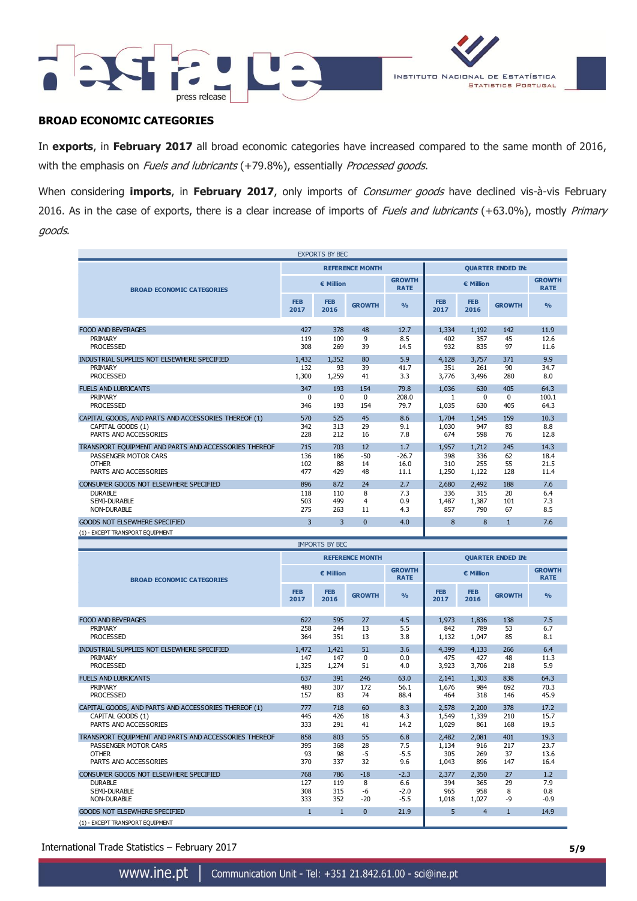## BROAD ECONOMIC CATEGORIES

In **exports**, in **February 2017** all broad economic categories have increased compared to the same month of 2016, with the emphasis on *Fuels and lubricants* (+79.8%), essentially *Processed goods*.

When considering **imports**, in **February 2017**, only imports of *Consumer goods* have declined vis-à-vis February 2016. As in the case of exports, there is a clear increase of imports of *Fuels and lubricants* (+63.0%), mostly *Primary goods*.

EXPORTS BY BEC

| BROAD ECONOMIC CATEGORIES | REFERENCE MONTH | | | | QUARTER ENDED IN: | | | |
|---|---|---|---|---|---|---|---|---|
| | € Million | | | GROWTH RATE | € Million | | | GROWTH RATE |
| | FEB 2017 | FEB 2016 | GROWTH | % | FEB 2017 | FEB 2016 | GROWTH | % |
| FOOD AND BEVERAGES | 427 | 378 | 48 | 12.7 | 1,334 | 1,192 | 142 | 11.9 |
| PRIMARY | 119 | 109 | 9 | 8.5 | 402 | 357 | 45 | 12.6 |
| PROCESSED | 308 | 269 | 39 | 14.5 | 932 | 835 | 97 | 11.6 |
| INDUSTRIAL SUPPLIES NOT ELSEWHERE SPECIFIED | 1,432 | 1,352 | 80 | 5.9 | 4,128 | 3,757 | 371 | 9.9 |
| PRIMARY | 132 | 93 | 39 | 41.7 | 351 | 261 | 90 | 34.7 |
| PROCESSED | 1,300 | 1,259 | 41 | 3.3 | 3,776 | 3,496 | 280 | 8.0 |
| FUELS AND LUBRICANTS | 347 | 193 | 154 | 79.8 | 1,036 | 630 | 405 | 64.3 |
| PRIMARY | 0 | 0 | 0 | 208.0 | 1 | 0 | 0 | 100.1 |
| PROCESSED | 346 | 193 | 154 | 79.7 | 1,035 | 630 | 405 | 64.3 |
| CAPITAL GOODS, AND PARTS AND ACCESSORIES THEREOF (1) | 570 | 525 | 45 | 8.6 | 1,704 | 1,545 | 159 | 10.3 |
| CAPITAL GOODS (1) | 342 | 313 | 29 | 9.1 | 1,030 | 947 | 83 | 8.8 |
| PARTS AND ACCESSORIES | 228 | 212 | 16 | 7.8 | 674 | 598 | 76 | 12.8 |
| TRANSPORT EQUIPMENT AND PARTS AND ACCESSORIES THEREOF | 715 | 703 | 12 | 1.7 | 1,957 | 1,712 | 245 | 14.3 |
| PASSENGER MOTOR CARS | 136 | 186 | -50 | -26.7 | 398 | 336 | 62 | 18.4 |
| OTHER | 102 | 88 | 14 | 16.0 | 310 | 255 | 55 | 21.5 |
| PARTS AND ACCESSORIES | 477 | 429 | 48 | 11.1 | 1,250 | 1,122 | 128 | 11.4 |
| CONSUMER GOODS NOT ELSEWHERE SPECIFIED | 896 | 872 | 24 | 2.7 | 2,680 | 2,492 | 188 | 7.6 |
| DURABLE | 118 | 110 | 8 | 7.3 | 336 | 315 | 20 | 6.4 |
| SEMI-DURABLE | 503 | 499 | 4 | 0.9 | 1,487 | 1,387 | 101 | 7.3 |
| NON-DURABLE | 275 | 263 | 11 | 4.3 | 857 | 790 | 67 | 8.5 |
| GOODS NOT ELSEWHERE SPECIFIED | 3 | 3 | 0 | 4.0 | 8 | 8 | 1 | 7.6 |

(1) - EXCEPT TRANSPORT EQUIPMENT

IMPORTS BY BEC

| BROAD ECONOMIC CATEGORIES | REFERENCE MONTH | | | | QUARTER ENDED IN: | | | |
|---|---|---|---|---|---|---|---|---|
| | € Million | | | GROWTH RATE | € Million | | | GROWTH RATE |
| | FEB 2017 | FEB 2016 | GROWTH | % | FEB 2017 | FEB 2016 | GROWTH | % |
| FOOD AND BEVERAGES | 622 | 595 | 27 | 4.5 | 1,973 | 1,836 | 138 | 7.5 |
| PRIMARY | 258 | 244 | 13 | 5.5 | 842 | 789 | 53 | 6.7 |
| PROCESSED | 364 | 351 | 13 | 3.8 | 1,132 | 1,047 | 85 | 8.1 |
| INDUSTRIAL SUPPLIES NOT ELSEWHERE SPECIFIED | 1,472 | 1,421 | 51 | 3.6 | 4,399 | 4,133 | 266 | 6.4 |
| PRIMARY | 147 | 147 | 0 | 0.0 | 475 | 427 | 48 | 11.3 |
| PROCESSED | 1,325 | 1,274 | 51 | 4.0 | 3,923 | 3,706 | 218 | 5.9 |
| FUELS AND LUBRICANTS | 637 | 391 | 246 | 63.0 | 2,141 | 1,303 | 838 | 64.3 |
| PRIMARY | 480 | 307 | 172 | 56.1 | 1,676 | 984 | 692 | 70.3 |
| PROCESSED | 157 | 83 | 74 | 88.4 | 464 | 318 | 146 | 45.9 |
| CAPITAL GOODS, AND PARTS AND ACCESSORIES THEREOF (1) | 777 | 718 | 60 | 8.3 | 2,578 | 2,200 | 378 | 17.2 |
| CAPITAL GOODS (1) | 445 | 426 | 18 | 4.3 | 1,549 | 1,339 | 210 | 15.7 |
| PARTS AND ACCESSORIES | 333 | 291 | 41 | 14.2 | 1,029 | 861 | 168 | 19.5 |
| TRANSPORT EQUIPMENT AND PARTS AND ACCESSORIES THEREOF | 858 | 803 | 55 | 6.8 | 2,482 | 2,081 | 401 | 19.3 |
| PASSENGER MOTOR CARS | 395 | 368 | 28 | 7.5 | 1,134 | 916 | 217 | 23.7 |
| OTHER | 93 | 98 | -5 | -5.5 | 305 | 269 | 37 | 13.6 |
| PARTS AND ACCESSORIES | 370 | 337 | 32 | 9.6 | 1,043 | 896 | 147 | 16.4 |
| CONSUMER GOODS NOT ELSEWHERE SPECIFIED | 768 | 786 | -18 | -2.3 | 2,377 | 2,350 | 27 | 1.2 |
| DURABLE | 127 | 119 | 8 | 6.6 | 394 | 365 | 29 | 7.9 |
| SEMI-DURABLE | 308 | 315 | -6 | -2.0 | 965 | 958 | 8 | 0.8 |
| NON-DURABLE | 333 | 352 | -20 | -5.5 | 1,018 | 1,027 | -9 | -0.9 |
| GOODS NOT ELSEWHERE SPECIFIED | 1 | 1 | 0 | 21.9 | 5 | 4 | 1 | 14.9 |

(1) - EXCEPT TRANSPORT EQUIPMENT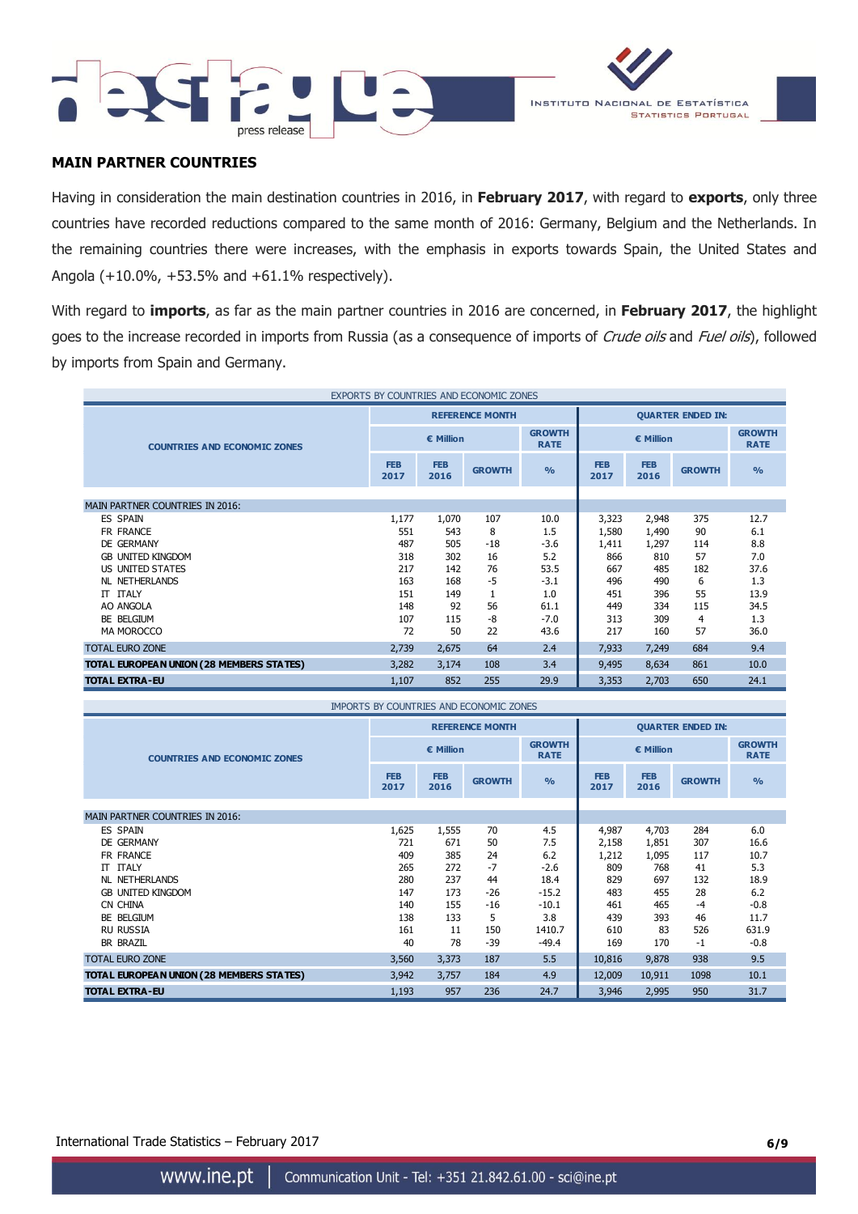## MAIN PARTNER COUNTRIES

Having in consideration the main destination countries in 2016, in **February 2017**, with regard to **exports**, only three countries have recorded reductions compared to the same month of 2016: Germany, Belgium and the Netherlands. In the remaining countries there were increases, with the emphasis in exports towards Spain, the United States and Angola (+10.0%, +53.5% and +61.1% respectively).

With regard to **imports**, as far as the main partner countries in 2016 are concerned, in **February 2017**, the highlight goes to the increase recorded in imports from Russia (as a consequence of imports of *Crude oils* and *Fuel oils*), followed by imports from Spain and Germany.

EXPORTS BY COUNTRIES AND ECONOMIC ZONES

| COUNTRIES AND ECONOMIC ZONES | REFERENCE MONTH | | | | QUARTER ENDED IN: | | | |
|---|---|---|---|---|---|---|---|---|
| | € Million | | | GROWTH RATE | € Million | | | GROWTH RATE |
| | FEB 2017 | FEB 2016 | GROWTH | % | FEB 2017 | FEB 2016 | GROWTH | % |
| MAIN PARTNER COUNTRIES IN 2016: | | | | | | | | |
| ES SPAIN | 1,177 | 1,070 | 107 | 10.0 | 3,323 | 2,948 | 375 | 12.7 |
| FR FRANCE | 551 | 543 | 8 | 1.5 | 1,580 | 1,490 | 90 | 6.1 |
| DE GERMANY | 487 | 505 | -18 | -3.6 | 1,411 | 1,297 | 114 | 8.8 |
| GB UNITED KINGDOM | 318 | 302 | 16 | 5.2 | 866 | 810 | 57 | 7.0 |
| US UNITED STATES | 217 | 142 | 76 | 53.5 | 667 | 485 | 182 | 37.6 |
| NL NETHERLANDS | 163 | 168 | -5 | -3.1 | 496 | 490 | 6 | 1.3 |
| IT ITALY | 151 | 149 | 1 | 1.0 | 451 | 396 | 55 | 13.9 |
| AO ANGOLA | 148 | 92 | 56 | 61.1 | 449 | 334 | 115 | 34.5 |
| BE BELGIUM | 107 | 115 | -8 | -7.0 | 313 | 309 | 4 | 1.3 |
| MA MOROCCO | 72 | 50 | 22 | 43.6 | 217 | 160 | 57 | 36.0 |
| TOTAL EURO ZONE | 2,739 | 2,675 | 64 | 2.4 | 7,933 | 7,249 | 684 | 9.4 |
| **TOTAL EUROPEAN UNION (28 MEMBERS STATES)** | 3,282 | 3,174 | 108 | 3.4 | 9,495 | 8,634 | 861 | 10.0 |
| **TOTAL EXTRA-EU** | 1,107 | 852 | 255 | 29.9 | 3,353 | 2,703 | 650 | 24.1 |

IMPORTS BY COUNTRIES AND ECONOMIC ZONES

| COUNTRIES AND ECONOMIC ZONES | REFERENCE MONTH | | | | QUARTER ENDED IN: | | | |
|---|---|---|---|---|---|---|---|---|
| | € Million | | | GROWTH RATE | € Million | | | GROWTH RATE |
| | FEB 2017 | FEB 2016 | GROWTH | % | FEB 2017 | FEB 2016 | GROWTH | % |
| MAIN PARTNER COUNTRIES IN 2016: | | | | | | | | |
| ES SPAIN | 1,625 | 1,555 | 70 | 4.5 | 4,987 | 4,703 | 284 | 6.0 |
| DE GERMANY | 721 | 671 | 50 | 7.5 | 2,158 | 1,851 | 307 | 16.6 |
| FR FRANCE | 409 | 385 | 24 | 6.2 | 1,212 | 1,095 | 117 | 10.7 |
| IT ITALY | 265 | 272 | -7 | -2.6 | 809 | 768 | 41 | 5.3 |
| NL NETHERLANDS | 280 | 237 | 44 | 18.4 | 829 | 697 | 132 | 18.9 |
| GB UNITED KINGDOM | 147 | 173 | -26 | -15.2 | 483 | 455 | 28 | 6.2 |
| CN CHINA | 140 | 155 | -16 | -10.1 | 461 | 465 | -4 | -0.8 |
| BE BELGIUM | 138 | 133 | 5 | 3.8 | 439 | 393 | 46 | 11.7 |
| RU RUSSIA | 161 | 11 | 150 | 1410.7 | 610 | 83 | 526 | 631.9 |
| BR BRAZIL | 40 | 78 | -39 | -49.4 | 169 | 170 | -1 | -0.8 |
| TOTAL EURO ZONE | 3,560 | 3,373 | 187 | 5.5 | 10,816 | 9,878 | 938 | 9.5 |
| **TOTAL EUROPEAN UNION (28 MEMBERS STATES)** | 3,942 | 3,757 | 184 | 4.9 | 12,009 | 10,911 | 1098 | 10.1 |
| **TOTAL EXTRA-EU** | 1,193 | 957 | 236 | 24.7 | 3,946 | 2,995 | 950 | 31.7 |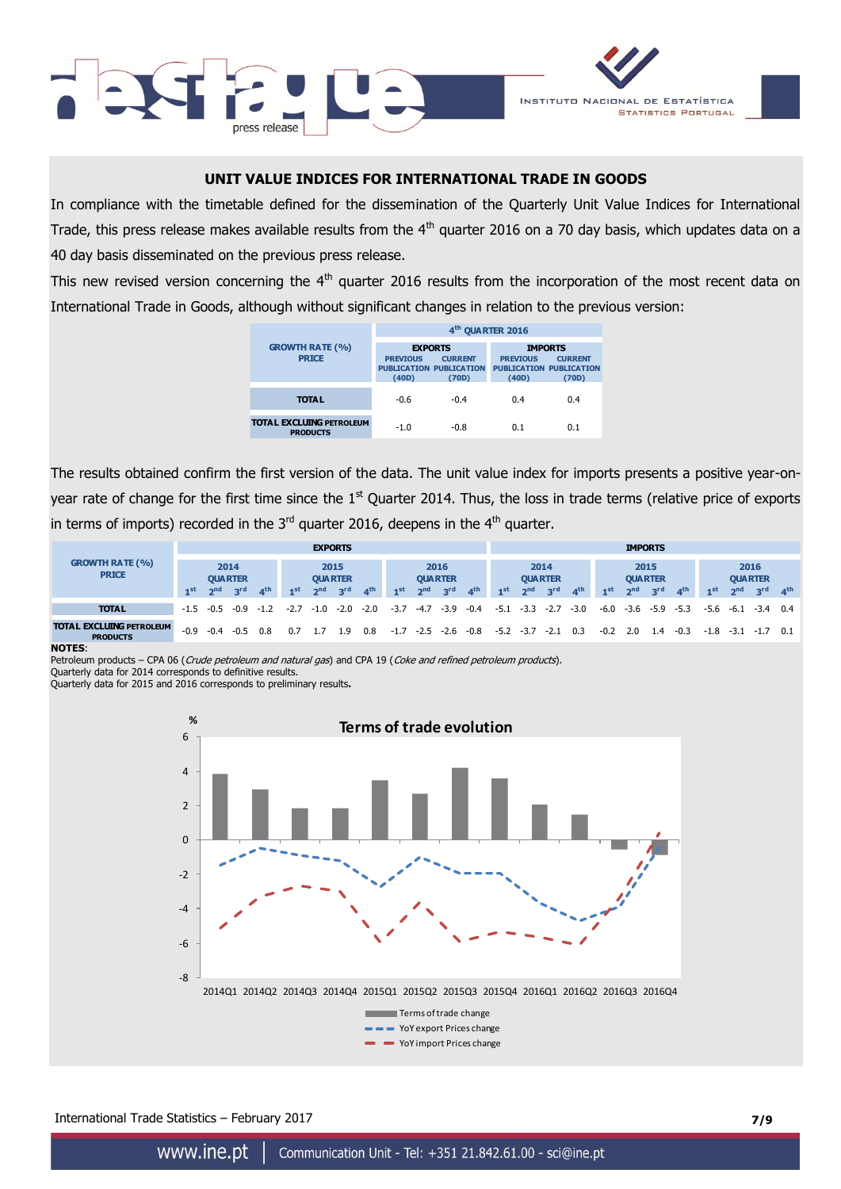## UNIT VALUE INDICES FOR INTERNATIONAL TRADE IN GOODS

In compliance with the timetable defined for the dissemination of the Quarterly Unit Value Indices for International Trade, this press release makes available results from the 4th quarter 2016 on a 70 day basis, which updates data on a 40 day basis disseminated on the previous press release.

This new revised version concerning the 4th quarter 2016 results from the incorporation of the most recent data on International Trade in Goods, although without significant changes in relation to the previous version:

| GROWTH RATE (%) PRICE | 4th QUARTER 2016 | | | |
|---|---|---|---|---|
| | EXPORTS | | IMPORTS | |
| | PREVIOUS PUBLICATION (40D) | CURRENT PUBLICATION (70D) | PREVIOUS PUBLICATION (40D) | CURRENT PUBLICATION (70D) |
| TOTAL | -0.6 | -0.4 | 0.4 | 0.4 |
| TOTAL EXCLUDING PETROLEUM PRODUCTS | -1.0 | -0.8 | 0.1 | 0.1 |

The results obtained confirm the first version of the data. The unit value index for imports presents a positive year-on-year rate of change for the first time since the 1st Quarter 2014. Thus, the loss in trade terms (relative price of exports in terms of imports) recorded in the 3rd quarter 2016, deepens in the 4th quarter.

| GROWTH RATE (%) PRICE | EXPORTS | | | | | | | | | | | | IMPORTS | | | | | | | | | | | |
|---|---|---|---|---|---|---|---|---|---|---|---|---|---|---|---|---|---|---|---|---|---|---|---|---|
| | 2014 QUARTER | | | | 2015 QUARTER | | | | 2016 QUARTER | | | | 2014 QUARTER | | | | 2015 QUARTER | | | | 2016 QUARTER | | | |
| | 1st | 2nd | 3rd | 4th | 1st | 2nd | 3rd | 4th | 1st | 2nd | 3rd | 4th | 1st | 2nd | 3rd | 4th | 1st | 2nd | 3rd | 4th | 1st | 2nd | 3rd | 4th |
| TOTAL | -1.5 | -0.5 | -0.9 | -1.2 | -2.7 | -1.0 | -2.0 | -2.0 | -3.7 | -4.7 | -3.9 | -0.4 | -5.1 | -3.3 | -2.7 | -3.0 | -6.0 | -3.6 | -5.9 | -5.3 | -5.6 | -6.1 | -3.4 | 0.4 |
| TOTAL EXCLUDING PETROLEUM PRODUCTS | -0.9 | -0.4 | -0.5 | 0.8 | 0.7 | 1.7 | 1.9 | 0.8 | -1.7 | -2.5 | -2.6 | -0.8 | -5.2 | -3.7 | -2.1 | 0.3 | -0.2 | 2.0 | 1.4 | -0.3 | -1.8 | -3.1 | -1.7 | 0.1 |

**NOTES**:
Petroleum products – CPA 06 (*Crude petroleum and natural gas*) and CPA 19 (*Coke and refined petroleum products*).
Quarterly data for 2014 corresponds to definitive results.
Quarterly data for 2015 and 2016 corresponds to preliminary results.

**Terms of trade evolution**

%

6
4
2
0
-2
-4
-6
-8

2014Q1 2014Q2 2014Q3 2014Q4 2015Q1 2015Q2 2015Q3 2015Q4 2016Q1 2016Q2 2016Q3 2016Q4

Terms of trade change
YoY export Prices change
YoY import Prices change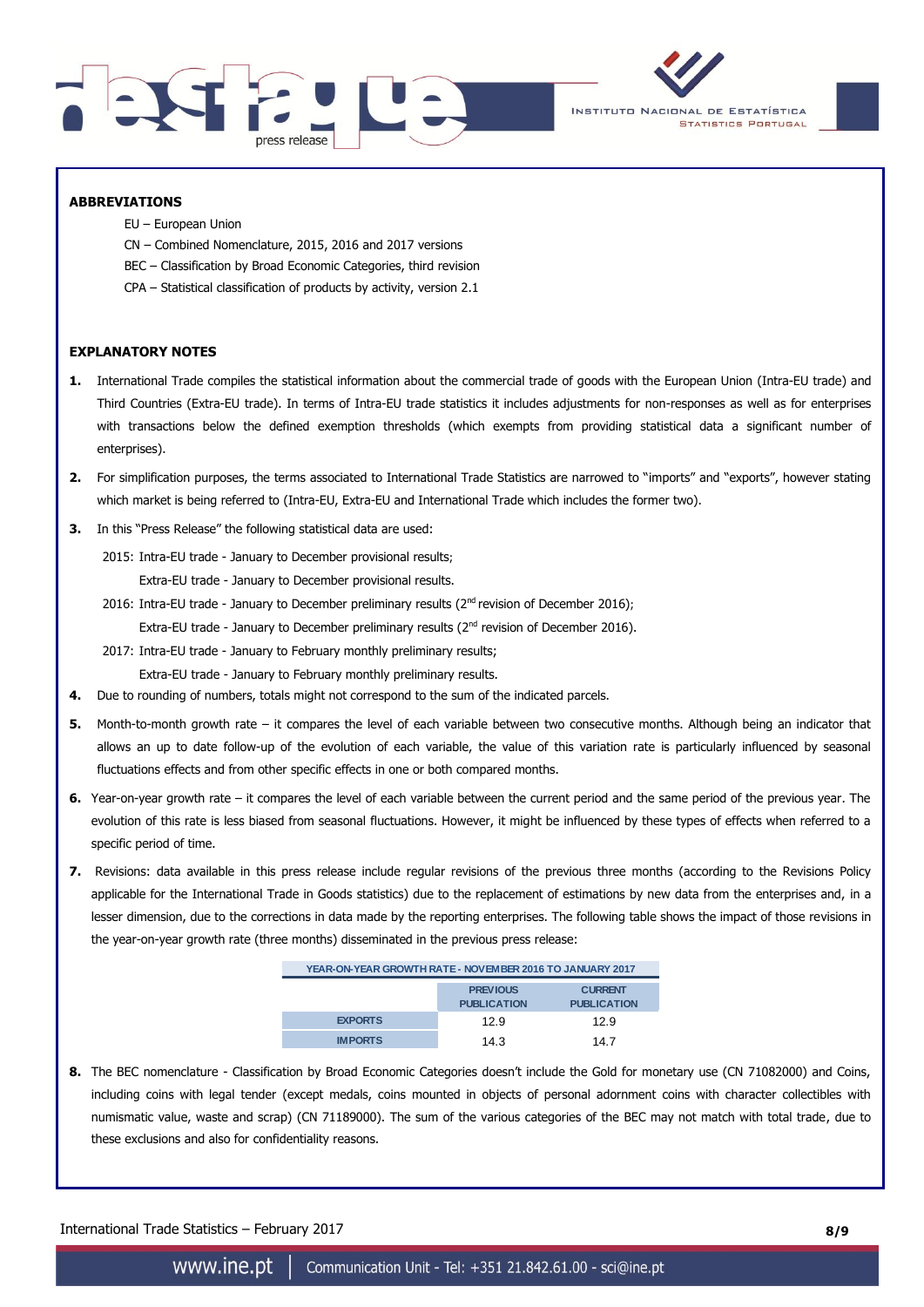## ABBREVIATIONS

EU – European Union

CN – Combined Nomenclature, 2015, 2016 and 2017 versions

BEC – Classification by Broad Economic Categories, third revision

CPA – Statistical classification of products by activity, version 2.1

## EXPLANATORY NOTES

1. International Trade compiles the statistical information about the commercial trade of goods with the European Union (Intra-EU trade) and Third Countries (Extra-EU trade). In terms of Intra-EU trade statistics it includes adjustments for non-responses as well as for enterprises with transactions below the defined exemption thresholds (which exempts from providing statistical data a significant number of enterprises).

2. For simplification purposes, the terms associated to International Trade Statistics are narrowed to "imports" and "exports", however stating which market is being referred to (Intra-EU, Extra-EU and International Trade which includes the former two).

3. In this "Press Release" the following statistical data are used:

   2015: Intra-EU trade - January to December provisional results;
   Extra-EU trade - January to December provisional results.

   2016: Intra-EU trade - January to December preliminary results (2nd revision of December 2016);
   Extra-EU trade - January to December preliminary results (2nd revision of December 2016).

   2017: Intra-EU trade - January to February monthly preliminary results;
   Extra-EU trade - January to February monthly preliminary results.

4. Due to rounding of numbers, totals might not correspond to the sum of the indicated parcels.

5. Month-to-month growth rate – it compares the level of each variable between two consecutive months. Although being an indicator that allows an up to date follow-up of the evolution of each variable, the value of this variation rate is particularly influenced by seasonal fluctuations effects and from other specific effects in one or both compared months.

6. Year-on-year growth rate – it compares the level of each variable between the current period and the same period of the previous year. The evolution of this rate is less biased from seasonal fluctuations. However, it might be influenced by these types of effects when referred to a specific period of time.

7. Revisions: data available in this press release include regular revisions of the previous three months (according to the Revisions Policy applicable for the International Trade in Goods statistics) due to the replacement of estimations by new data from the enterprises and, in a lesser dimension, due to the corrections in data made by the reporting enterprises. The following table shows the impact of those revisions in the year-on-year growth rate (three months) disseminated in the previous press release:

| YEAR-ON-YEAR GROWTH RATE - NOVEMBER 2016 TO JANUARY 2017 | | |
|---|---|---|
| | PREVIOUS PUBLICATION | CURRENT PUBLICATION |
| EXPORTS | 12.9 | 12.9 |
| IMPORTS | 14.3 | 14.7 |

8. The BEC nomenclature - Classification by Broad Economic Categories doesn't include the Gold for monetary use (CN 71082000) and Coins, including coins with legal tender (except medals, coins mounted in objects of personal adornment coins with character collectibles with numismatic value, waste and scrap) (CN 71189000). The sum of the various categories of the BEC may not match with total trade, due to these exclusions and also for confidentiality reasons.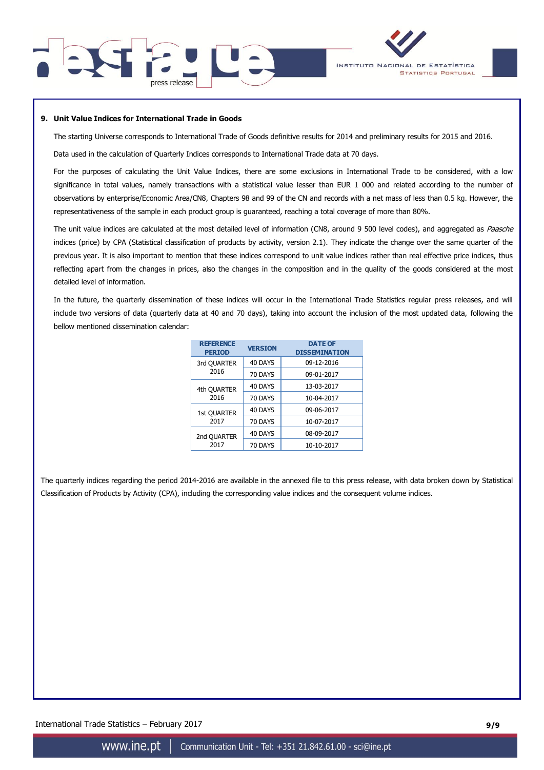## 9. Unit Value Indices for International Trade in Goods

The starting Universe corresponds to International Trade of Goods definitive results for 2014 and preliminary results for 2015 and 2016.

Data used in the calculation of Quarterly Indices corresponds to International Trade data at 70 days.

For the purposes of calculating the Unit Value Indices, there are some exclusions in International Trade to be considered, with a low significance in total values, namely transactions with a statistical value lesser than EUR 1 000 and related according to the number of observations by enterprise/Economic Area/CN8, Chapters 98 and 99 of the CN and records with a net mass of less than 0.5 kg. However, the representativeness of the sample in each product group is guaranteed, reaching a total coverage of more than 80%.

The unit value indices are calculated at the most detailed level of information (CN8, around 9 500 level codes), and aggregated as *Paasche* indices (price) by CPA (Statistical classification of products by activity, version 2.1). They indicate the change over the same quarter of the previous year. It is also important to mention that these indices correspond to unit value indices rather than real effective price indices, thus reflecting apart from the changes in prices, also the changes in the composition and in the quality of the goods considered at the most detailed level of information.

In the future, the quarterly dissemination of these indices will occur in the International Trade Statistics regular press releases, and will include two versions of data (quarterly data at 40 and 70 days), taking into account the inclusion of the most updated data, following the bellow mentioned dissemination calendar:

| REFERENCE PERIOD | VERSION | DATE OF DISSEMINATION |
|---|---|---|
| 3rd QUARTER 2016 | 40 DAYS | 09-12-2016 |
| | 70 DAYS | 09-01-2017 |
| 4th QUARTER 2016 | 40 DAYS | 13-03-2017 |
| | 70 DAYS | 10-04-2017 |
| 1st QUARTER 2017 | 40 DAYS | 09-06-2017 |
| | 70 DAYS | 10-07-2017 |
| 2nd QUARTER 2017 | 40 DAYS | 08-09-2017 |
| | 70 DAYS | 10-10-2017 |

The quarterly indices regarding the period 2014-2016 are available in the annexed file to this press release, with data broken down by Statistical Classification of Products by Activity (CPA), including the corresponding value indices and the consequent volume indices.